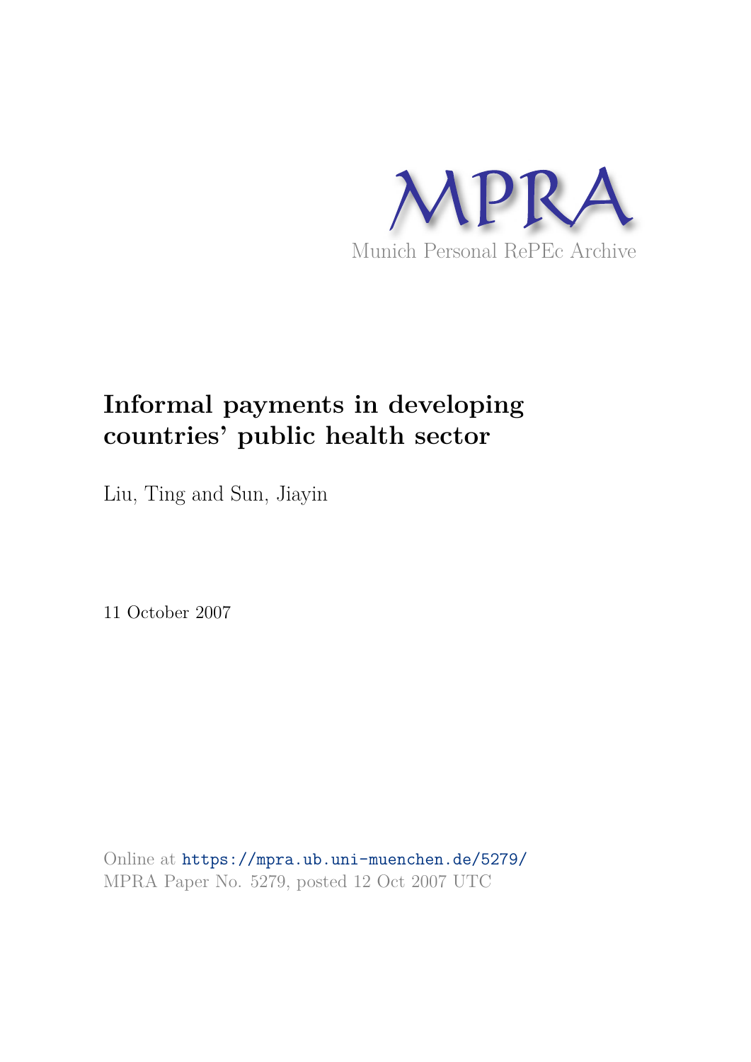MPRA

Munich Personal RePEc Archive

# Informal payments in developing countries' public health sector

Liu, Ting and Sun, Jiayin

11 October 2007

Online at https://mpra.ub.uni-muenchen.de/5279/
MPRA Paper No. 5279, posted 12 Oct 2007 UTC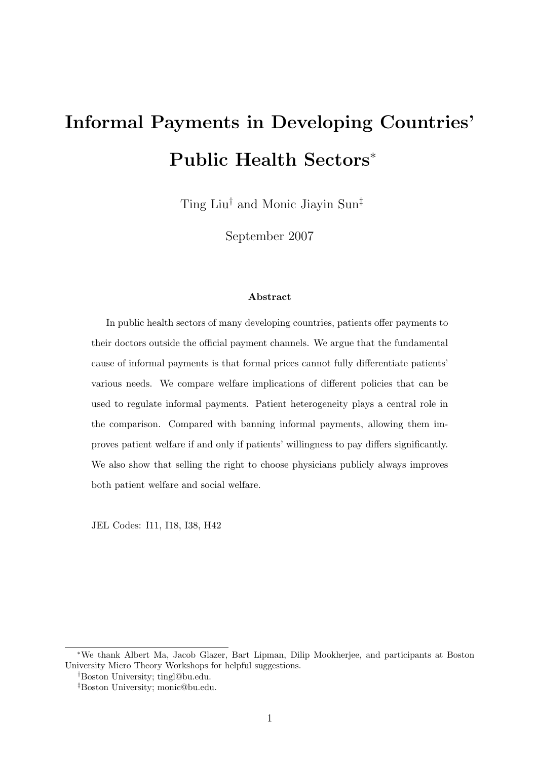# Informal Payments in Developing Countries' Public Health Sectors*

Ting Liu† and Monic Jiayin Sun‡

September 2007

**Abstract**

In public health sectors of many developing countries, patients offer payments to their doctors outside the official payment channels. We argue that the fundamental cause of informal payments is that formal prices cannot fully differentiate patients' various needs. We compare welfare implications of different policies that can be used to regulate informal payments. Patient heterogeneity plays a central role in the comparison. Compared with banning informal payments, allowing them improves patient welfare if and only if patients' willingness to pay differs significantly. We also show that selling the right to choose physicians publicly always improves both patient welfare and social welfare.

JEL Codes: I11, I18, I38, H42

---

*We thank Albert Ma, Jacob Glazer, Bart Lipman, Dilip Mookherjee, and participants at Boston University Micro Theory Workshops for helpful suggestions.

†Boston University; tingl@bu.edu.

‡Boston University; monic@bu.edu.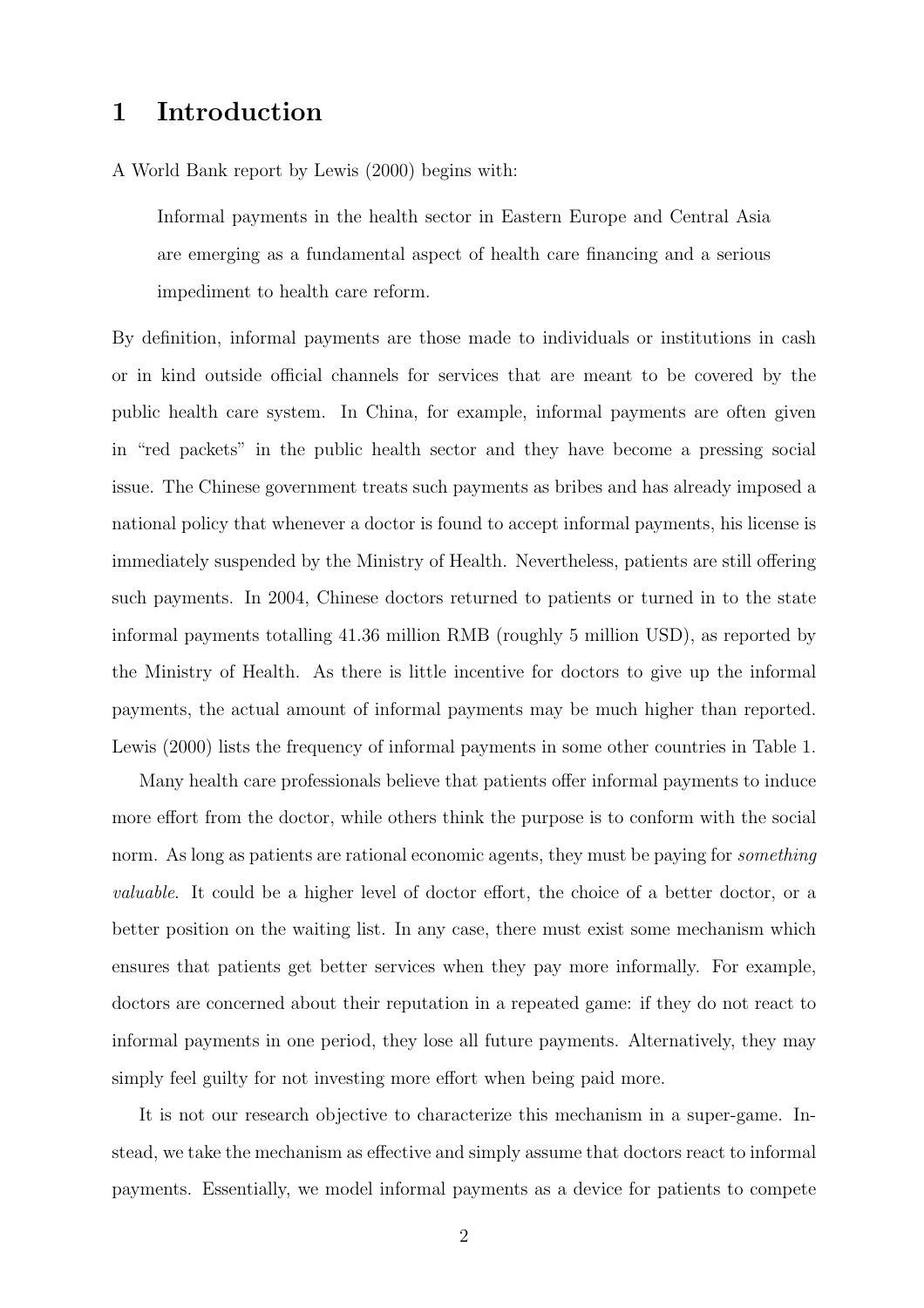# 1 Introduction

A World Bank report by Lewis (2000) begins with:

> Informal payments in the health sector in Eastern Europe and Central Asia are emerging as a fundamental aspect of health care financing and a serious impediment to health care reform.

By definition, informal payments are those made to individuals or institutions in cash or in kind outside official channels for services that are meant to be covered by the public health care system. In China, for example, informal payments are often given in "red packets" in the public health sector and they have become a pressing social issue. The Chinese government treats such payments as bribes and has already imposed a national policy that whenever a doctor is found to accept informal payments, his license is immediately suspended by the Ministry of Health. Nevertheless, patients are still offering such payments. In 2004, Chinese doctors returned to patients or turned in to the state informal payments totalling 41.36 million RMB (roughly 5 million USD), as reported by the Ministry of Health. As there is little incentive for doctors to give up the informal payments, the actual amount of informal payments may be much higher than reported. Lewis (2000) lists the frequency of informal payments in some other countries in Table 1.

Many health care professionals believe that patients offer informal payments to induce more effort from the doctor, while others think the purpose is to conform with the social norm. As long as patients are rational economic agents, they must be paying for *something valuable*. It could be a higher level of doctor effort, the choice of a better doctor, or a better position on the waiting list. In any case, there must exist some mechanism which ensures that patients get better services when they pay more informally. For example, doctors are concerned about their reputation in a repeated game: if they do not react to informal payments in one period, they lose all future payments. Alternatively, they may simply feel guilty for not investing more effort when being paid more.

It is not our research objective to characterize this mechanism in a super-game. Instead, we take the mechanism as effective and simply assume that doctors react to informal payments. Essentially, we model informal payments as a device for patients to compete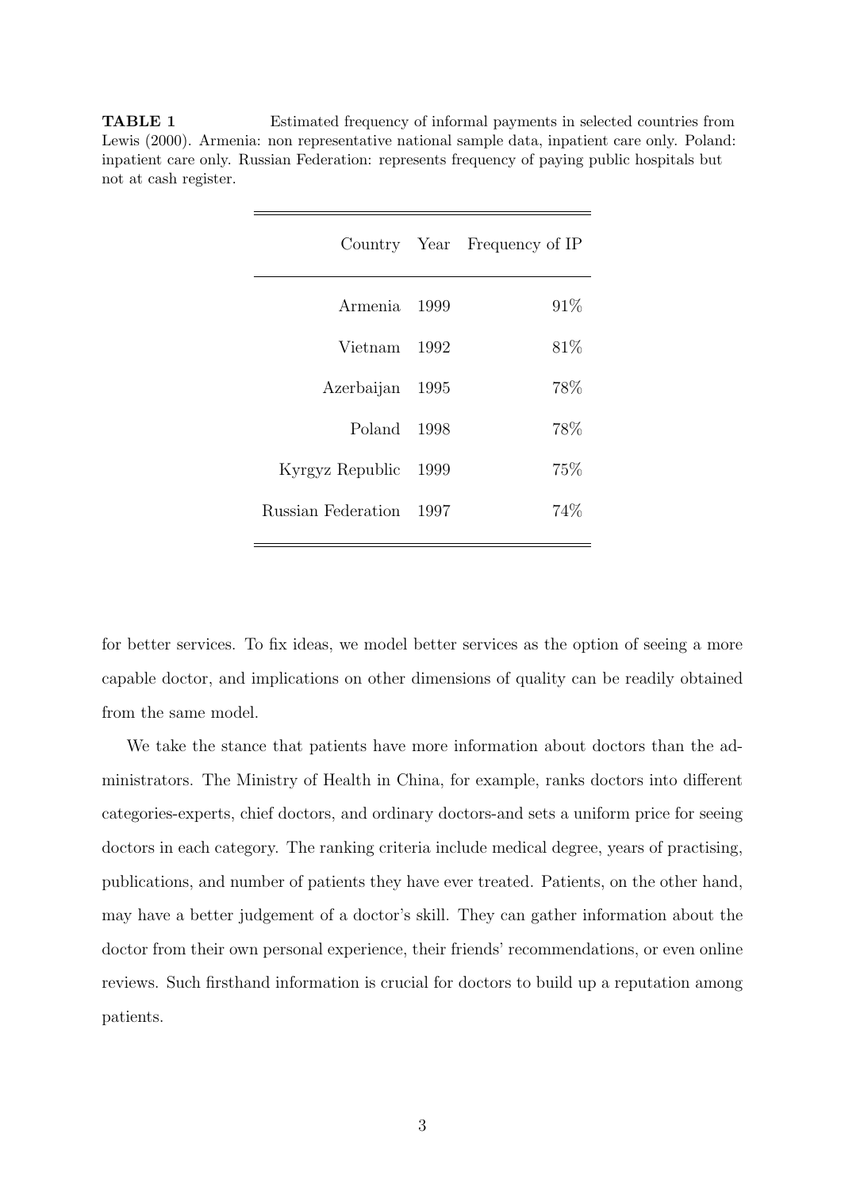**TABLE 1** Estimated frequency of informal payments in selected countries from Lewis (2000). Armenia: non representative national sample data, inpatient care only. Poland: inpatient care only. Russian Federation: represents frequency of paying public hospitals but not at cash register.

| Country | Year | Frequency of IP |
|---|---|---|
| Armenia | 1999 | 91% |
| Vietnam | 1992 | 81% |
| Azerbaijan | 1995 | 78% |
| Poland | 1998 | 78% |
| Kyrgyz Republic | 1999 | 75% |
| Russian Federation | 1997 | 74% |

for better services. To fix ideas, we model better services as the option of seeing a more capable doctor, and implications on other dimensions of quality can be readily obtained from the same model.

We take the stance that patients have more information about doctors than the administrators. The Ministry of Health in China, for example, ranks doctors into different categories-experts, chief doctors, and ordinary doctors-and sets a uniform price for seeing doctors in each category. The ranking criteria include medical degree, years of practising, publications, and number of patients they have ever treated. Patients, on the other hand, may have a better judgement of a doctor's skill. They can gather information about the doctor from their own personal experience, their friends' recommendations, or even online reviews. Such firsthand information is crucial for doctors to build up a reputation among patients.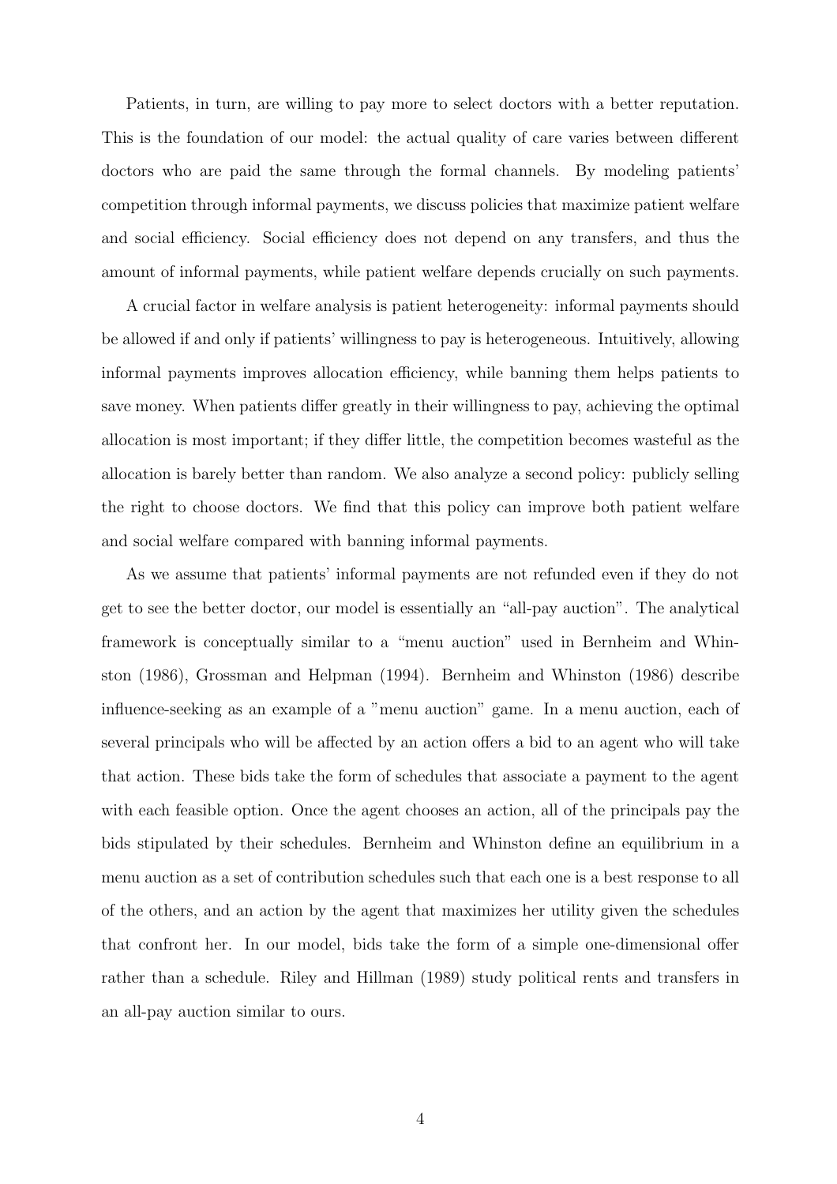Patients, in turn, are willing to pay more to select doctors with a better reputation. This is the foundation of our model: the actual quality of care varies between different doctors who are paid the same through the formal channels. By modeling patients' competition through informal payments, we discuss policies that maximize patient welfare and social efficiency. Social efficiency does not depend on any transfers, and thus the amount of informal payments, while patient welfare depends crucially on such payments.

A crucial factor in welfare analysis is patient heterogeneity: informal payments should be allowed if and only if patients' willingness to pay is heterogeneous. Intuitively, allowing informal payments improves allocation efficiency, while banning them helps patients to save money. When patients differ greatly in their willingness to pay, achieving the optimal allocation is most important; if they differ little, the competition becomes wasteful as the allocation is barely better than random. We also analyze a second policy: publicly selling the right to choose doctors. We find that this policy can improve both patient welfare and social welfare compared with banning informal payments.

As we assume that patients' informal payments are not refunded even if they do not get to see the better doctor, our model is essentially an "all-pay auction". The analytical framework is conceptually similar to a "menu auction" used in Bernheim and Whinston (1986), Grossman and Helpman (1994). Bernheim and Whinston (1986) describe influence-seeking as an example of a "menu auction" game. In a menu auction, each of several principals who will be affected by an action offers a bid to an agent who will take that action. These bids take the form of schedules that associate a payment to the agent with each feasible option. Once the agent chooses an action, all of the principals pay the bids stipulated by their schedules. Bernheim and Whinston define an equilibrium in a menu auction as a set of contribution schedules such that each one is a best response to all of the others, and an action by the agent that maximizes her utility given the schedules that confront her. In our model, bids take the form of a simple one-dimensional offer rather than a schedule. Riley and Hillman (1989) study political rents and transfers in an all-pay auction similar to ours.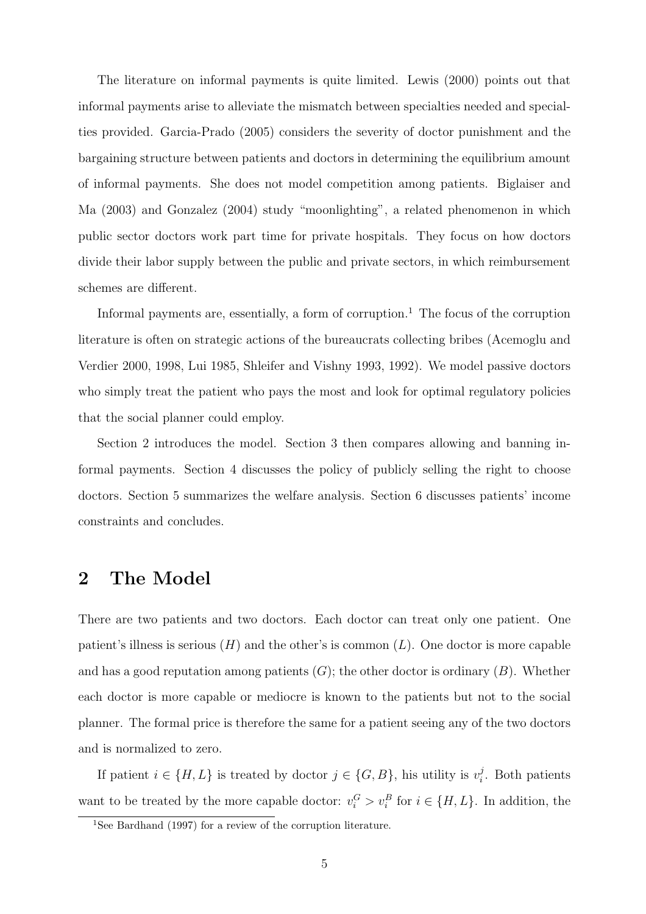The literature on informal payments is quite limited. Lewis (2000) points out that informal payments arise to alleviate the mismatch between specialties needed and specialties provided. Garcia-Prado (2005) considers the severity of doctor punishment and the bargaining structure between patients and doctors in determining the equilibrium amount of informal payments. She does not model competition among patients. Biglaiser and Ma (2003) and Gonzalez (2004) study "moonlighting", a related phenomenon in which public sector doctors work part time for private hospitals. They focus on how doctors divide their labor supply between the public and private sectors, in which reimbursement schemes are different.

Informal payments are, essentially, a form of corruption.[1] The focus of the corruption literature is often on strategic actions of the bureaucrats collecting bribes (Acemoglu and Verdier 2000, 1998, Lui 1985, Shleifer and Vishny 1993, 1992). We model passive doctors who simply treat the patient who pays the most and look for optimal regulatory policies that the social planner could employ.

Section 2 introduces the model. Section 3 then compares allowing and banning informal payments. Section 4 discusses the policy of publicly selling the right to choose doctors. Section 5 summarizes the welfare analysis. Section 6 discusses patients' income constraints and concludes.

## 2 The Model

There are two patients and two doctors. Each doctor can treat only one patient. One patient's illness is serious ($H$) and the other's is common ($L$). One doctor is more capable and has a good reputation among patients ($G$); the other doctor is ordinary ($B$). Whether each doctor is more capable or mediocre is known to the patients but not to the social planner. The formal price is therefore the same for a patient seeing any of the two doctors and is normalized to zero.

If patient $i \in \{H, L\}$ is treated by doctor $j \in \{G, B\}$, his utility is $v_i^j$. Both patients want to be treated by the more capable doctor: $v_i^G > v_i^B$ for $i \in \{H, L\}$. In addition, the

[1] See Bardhand (1997) for a review of the corruption literature.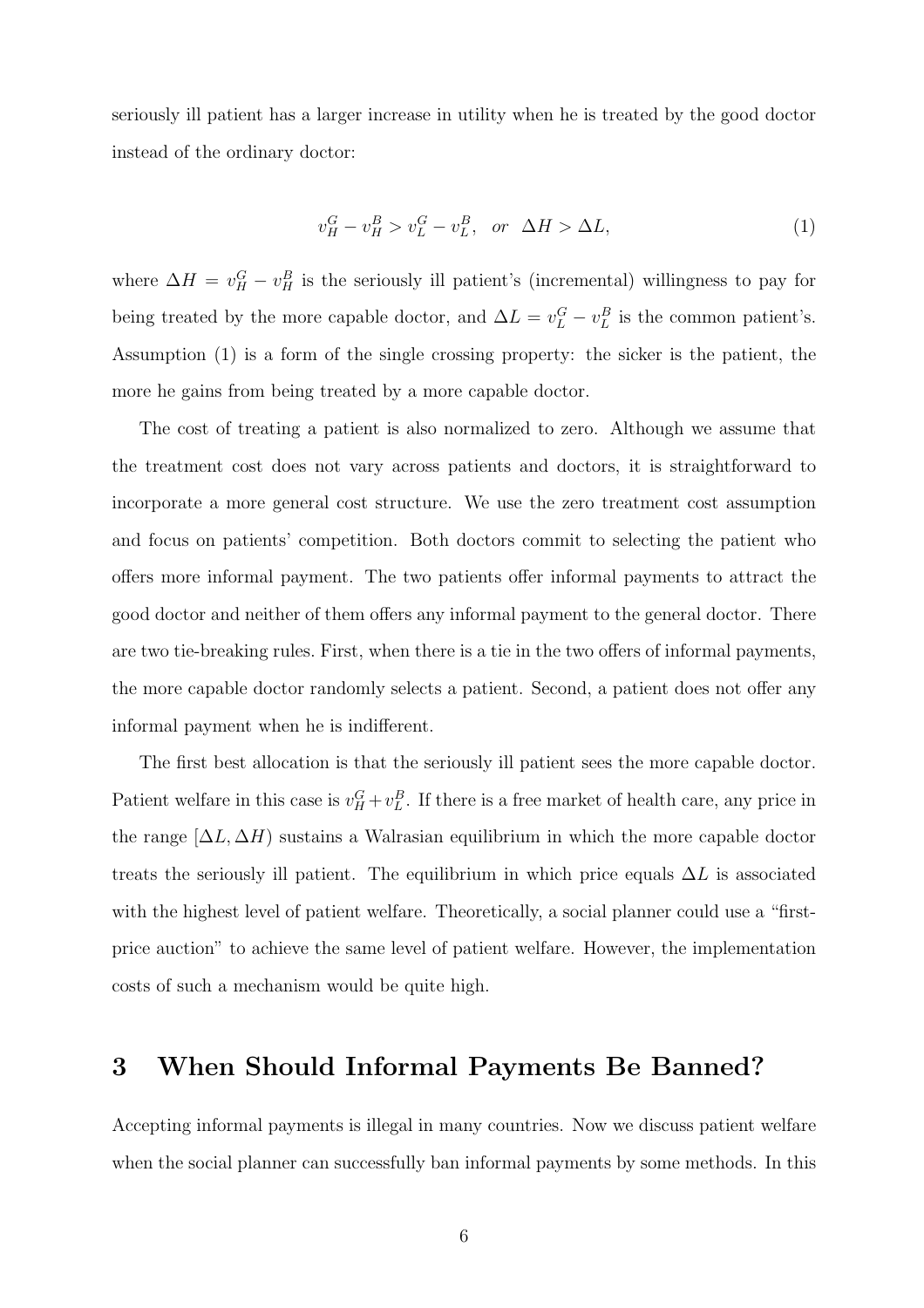seriously ill patient has a larger increase in utility when he is treated by the good doctor instead of the ordinary doctor:

$$v_H^G - v_H^B > v_L^G - v_L^B, \quad or \quad \Delta H > \Delta L, \tag{1}$$

where $\Delta H = v_H^G - v_H^B$ is the seriously ill patient's (incremental) willingness to pay for being treated by the more capable doctor, and $\Delta L = v_L^G - v_L^B$ is the common patient's. Assumption (1) is a form of the single crossing property: the sicker is the patient, the more he gains from being treated by a more capable doctor.

The cost of treating a patient is also normalized to zero. Although we assume that the treatment cost does not vary across patients and doctors, it is straightforward to incorporate a more general cost structure. We use the zero treatment cost assumption and focus on patients' competition. Both doctors commit to selecting the patient who offers more informal payment. The two patients offer informal payments to attract the good doctor and neither of them offers any informal payment to the general doctor. There are two tie-breaking rules. First, when there is a tie in the two offers of informal payments, the more capable doctor randomly selects a patient. Second, a patient does not offer any informal payment when he is indifferent.

The first best allocation is that the seriously ill patient sees the more capable doctor. Patient welfare in this case is $v_H^G + v_L^B$. If there is a free market of health care, any price in the range $[\Delta L, \Delta H)$ sustains a Walrasian equilibrium in which the more capable doctor treats the seriously ill patient. The equilibrium in which price equals $\Delta L$ is associated with the highest level of patient welfare. Theoretically, a social planner could use a "first-price auction" to achieve the same level of patient welfare. However, the implementation costs of such a mechanism would be quite high.

## 3 When Should Informal Payments Be Banned?

Accepting informal payments is illegal in many countries. Now we discuss patient welfare when the social planner can successfully ban informal payments by some methods. In this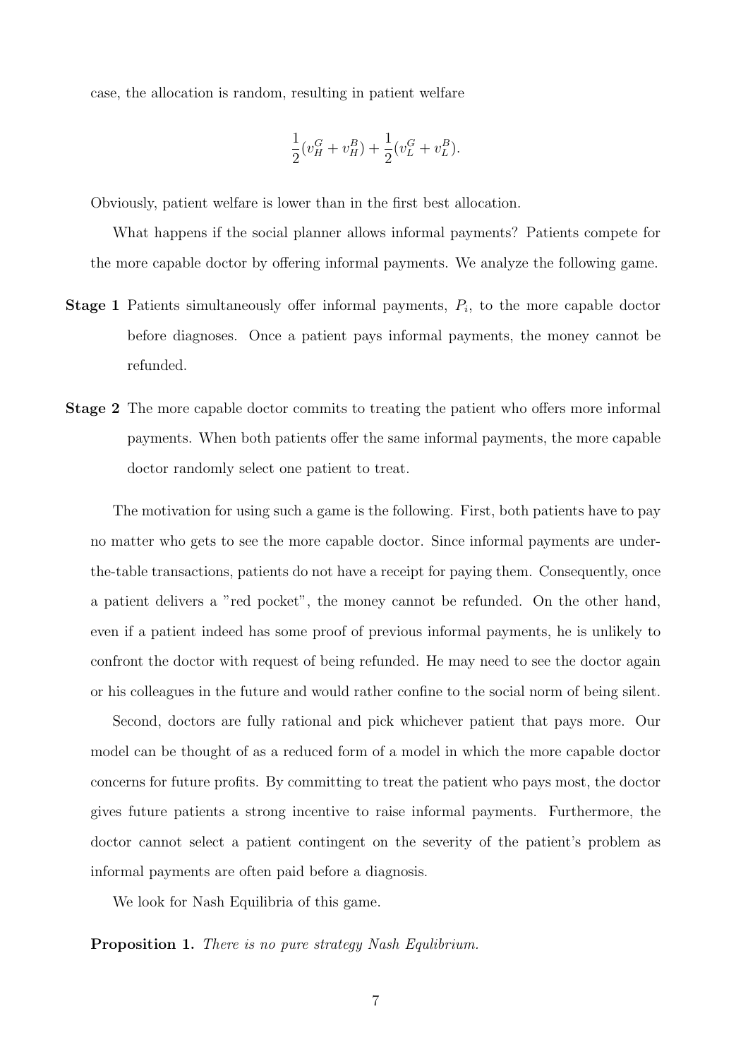case, the allocation is random, resulting in patient welfare

$$\frac{1}{2}(v_H^G + v_H^B) + \frac{1}{2}(v_L^G + v_L^B).$$

Obviously, patient welfare is lower than in the first best allocation.

What happens if the social planner allows informal payments? Patients compete for the more capable doctor by offering informal payments. We analyze the following game.

**Stage 1** Patients simultaneously offer informal payments, $P_i$, to the more capable doctor before diagnoses. Once a patient pays informal payments, the money cannot be refunded.

**Stage 2** The more capable doctor commits to treating the patient who offers more informal payments. When both patients offer the same informal payments, the more capable doctor randomly select one patient to treat.

The motivation for using such a game is the following. First, both patients have to pay no matter who gets to see the more capable doctor. Since informal payments are under-the-table transactions, patients do not have a receipt for paying them. Consequently, once a patient delivers a "red pocket", the money cannot be refunded. On the other hand, even if a patient indeed has some proof of previous informal payments, he is unlikely to confront the doctor with request of being refunded. He may need to see the doctor again or his colleagues in the future and would rather confine to the social norm of being silent.

Second, doctors are fully rational and pick whichever patient that pays more. Our model can be thought of as a reduced form of a model in which the more capable doctor concerns for future profits. By committing to treat the patient who pays most, the doctor gives future patients a strong incentive to raise informal payments. Furthermore, the doctor cannot select a patient contingent on the severity of the patient's problem as informal payments are often paid before a diagnosis.

We look for Nash Equilibria of this game.

**Proposition 1.** *There is no pure strategy Nash Equlibrium.*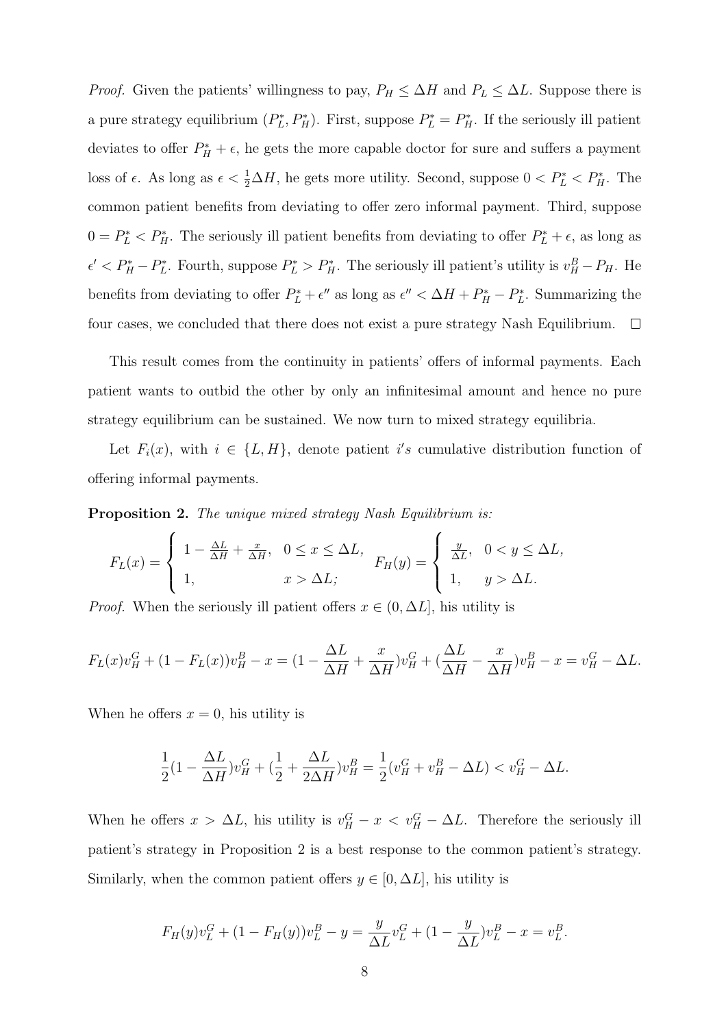*Proof.* Given the patients' willingness to pay, $P_H \leq \Delta H$ and $P_L \leq \Delta L$. Suppose there is a pure strategy equilibrium $(P_L^*, P_H^*)$. First, suppose $P_L^* = P_H^*$. If the seriously ill patient deviates to offer $P_H^* + \epsilon$, he gets the more capable doctor for sure and suffers a payment loss of $\epsilon$. As long as $\epsilon < \frac{1}{2}\Delta H$, he gets more utility. Second, suppose $0 < P_L^* < P_H^*$. The common patient benefits from deviating to offer zero informal payment. Third, suppose $0 = P_L^* < P_H^*$. The seriously ill patient benefits from deviating to offer $P_L^* + \epsilon$, as long as $\epsilon' < P_H^* - P_L^*$. Fourth, suppose $P_L^* > P_H^*$. The seriously ill patient's utility is $v_H^B - P_H$. He benefits from deviating to offer $P_L^* + \epsilon''$ as long as $\epsilon'' < \Delta H + P_H^* - P_L^*$. Summarizing the four cases, we concluded that there does not exist a pure strategy Nash Equilibrium. $\square$

This result comes from the continuity in patients' offers of informal payments. Each patient wants to outbid the other by only an infinitesimal amount and hence no pure strategy equilibrium can be sustained. We now turn to mixed strategy equilibria.

Let $F_i(x)$, with $i \in \{L, H\}$, denote patient $i's$ cumulative distribution function of offering informal payments.

**Proposition 2.** *The unique mixed strategy Nash Equilibrium is:*

$$F_L(x) = \begin{cases} 1 - \frac{\Delta L}{\Delta H} + \frac{x}{\Delta H}, & 0 \leq x \leq \Delta L, \\ 1, & x > \Delta L; \end{cases} \quad F_H(y) = \begin{cases} \frac{y}{\Delta L}, & 0 < y \leq \Delta L, \\ 1, & y > \Delta L. \end{cases}$$

*Proof.* When the seriously ill patient offers $x \in (0, \Delta L]$, his utility is

$$F_L(x)v_H^G + (1 - F_L(x))v_H^B - x = (1 - \frac{\Delta L}{\Delta H} + \frac{x}{\Delta H})v_H^G + (\frac{\Delta L}{\Delta H} - \frac{x}{\Delta H})v_H^B - x = v_H^G - \Delta L.$$

When he offers $x = 0$, his utility is

$$\frac{1}{2}(1 - \frac{\Delta L}{\Delta H})v_H^G + (\frac{1}{2} + \frac{\Delta L}{2\Delta H})v_H^B = \frac{1}{2}(v_H^G + v_H^B - \Delta L) < v_H^G - \Delta L.$$

When he offers $x > \Delta L$, his utility is $v_H^G - x < v_H^G - \Delta L$. Therefore the seriously ill patient's strategy in Proposition 2 is a best response to the common patient's strategy. Similarly, when the common patient offers $y \in [0, \Delta L]$, his utility is

$$F_H(y)v_L^G + (1 - F_H(y))v_L^B - y = \frac{y}{\Delta L}v_L^G + (1 - \frac{y}{\Delta L})v_L^B - x = v_L^B.$$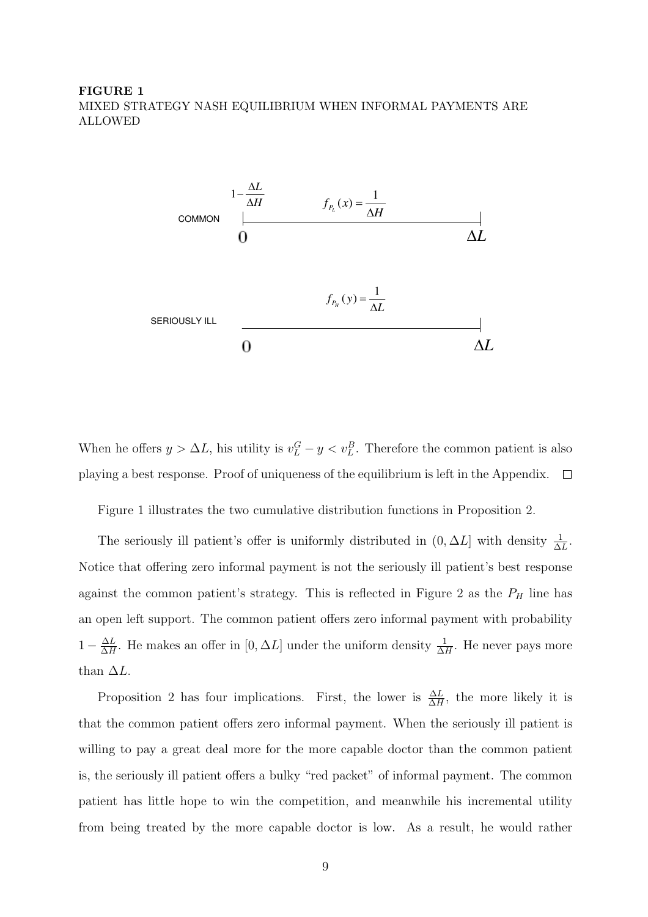**FIGURE 1**

MIXED STRATEGY NASH EQUILIBRIUM WHEN INFORMAL PAYMENTS ARE ALLOWED

$1-\frac{\Delta L}{\Delta H}$

$f_{P_L}(x) = \frac{1}{\Delta H}$

COMMON

$0$

$\Delta L$

$f_{P_H}(y) = \frac{1}{\Delta L}$

SERIOUSLY ILL

$0$

$\Delta L$

When he offers $y > \Delta L$, his utility is $v_L^G - y < v_L^B$. Therefore the common patient is also playing a best response. Proof of uniqueness of the equilibrium is left in the Appendix. □

Figure 1 illustrates the two cumulative distribution functions in Proposition 2.

The seriously ill patient's offer is uniformly distributed in $(0, \Delta L]$ with density $\frac{1}{\Delta L}$. Notice that offering zero informal payment is not the seriously ill patient's best response against the common patient's strategy. This is reflected in Figure 2 as the $P_H$ line has an open left support. The common patient offers zero informal payment with probability $1 - \frac{\Delta L}{\Delta H}$. He makes an offer in $[0, \Delta L]$ under the uniform density $\frac{1}{\Delta H}$. He never pays more than $\Delta L$.

Proposition 2 has four implications. First, the lower is $\frac{\Delta L}{\Delta H}$, the more likely it is that the common patient offers zero informal payment. When the seriously ill patient is willing to pay a great deal more for the more capable doctor than the common patient is, the seriously ill patient offers a bulky "red packet" of informal payment. The common patient has little hope to win the competition, and meanwhile his incremental utility from being treated by the more capable doctor is low. As a result, he would rather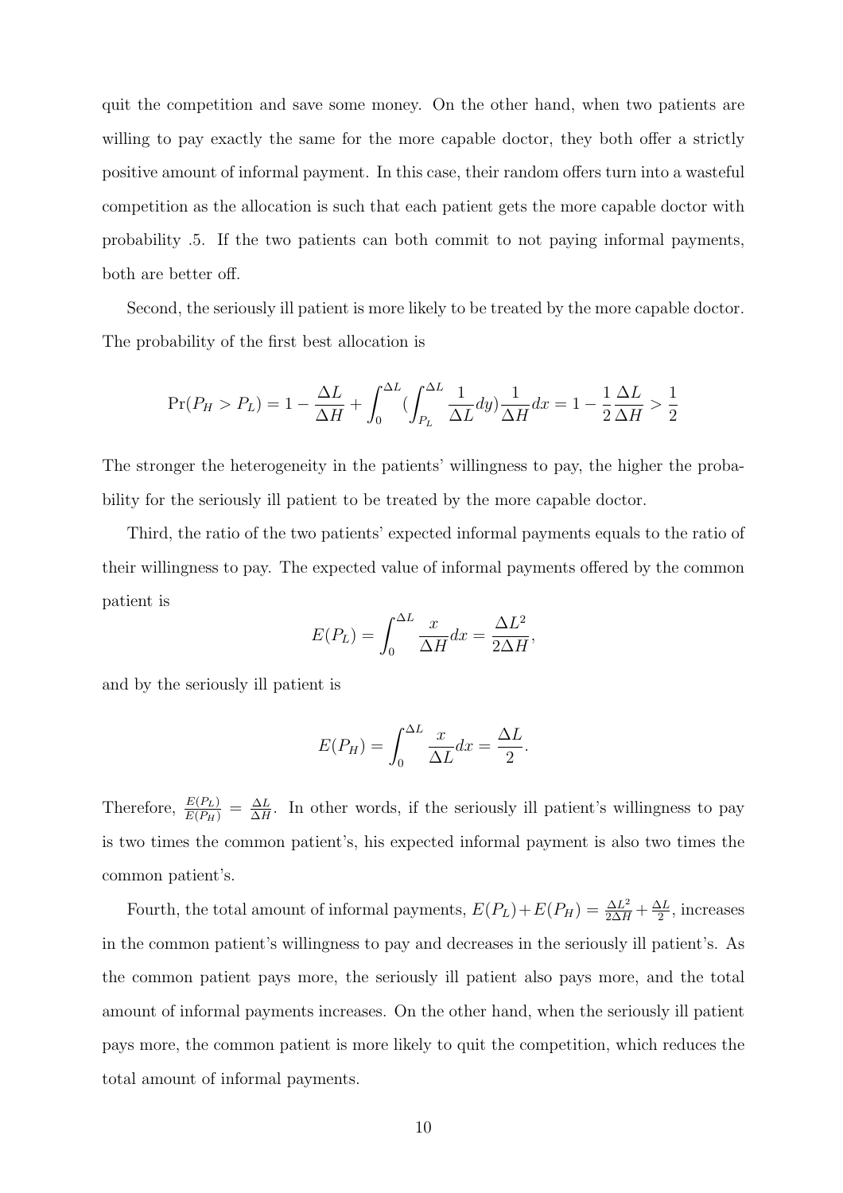quit the competition and save some money. On the other hand, when two patients are willing to pay exactly the same for the more capable doctor, they both offer a strictly positive amount of informal payment. In this case, their random offers turn into a wasteful competition as the allocation is such that each patient gets the more capable doctor with probability .5. If the two patients can both commit to not paying informal payments, both are better off.

Second, the seriously ill patient is more likely to be treated by the more capable doctor. The probability of the first best allocation is

$$\Pr(P_H > P_L) = 1 - \frac{\Delta L}{\Delta H} + \int_0^{\Delta L} (\int_{P_L}^{\Delta L} \frac{1}{\Delta L} dy) \frac{1}{\Delta H} dx = 1 - \frac{1}{2}\frac{\Delta L}{\Delta H} > \frac{1}{2}$$

The stronger the heterogeneity in the patients' willingness to pay, the higher the probability for the seriously ill patient to be treated by the more capable doctor.

Third, the ratio of the two patients' expected informal payments equals to the ratio of their willingness to pay. The expected value of informal payments offered by the common patient is

$$E(P_L) = \int_0^{\Delta L} \frac{x}{\Delta H} dx = \frac{\Delta L^2}{2\Delta H},$$

and by the seriously ill patient is

$$E(P_H) = \int_0^{\Delta L} \frac{x}{\Delta L} dx = \frac{\Delta L}{2}.$$

Therefore, $\frac{E(P_L)}{E(P_H)} = \frac{\Delta L}{\Delta H}$. In other words, if the seriously ill patient's willingness to pay is two times the common patient's, his expected informal payment is also two times the common patient's.

Fourth, the total amount of informal payments, $E(P_L) + E(P_H) = \frac{\Delta L^2}{2\Delta H} + \frac{\Delta L}{2}$, increases in the common patient's willingness to pay and decreases in the seriously ill patient's. As the common patient pays more, the seriously ill patient also pays more, and the total amount of informal payments increases. On the other hand, when the seriously ill patient pays more, the common patient is more likely to quit the competition, which reduces the total amount of informal payments.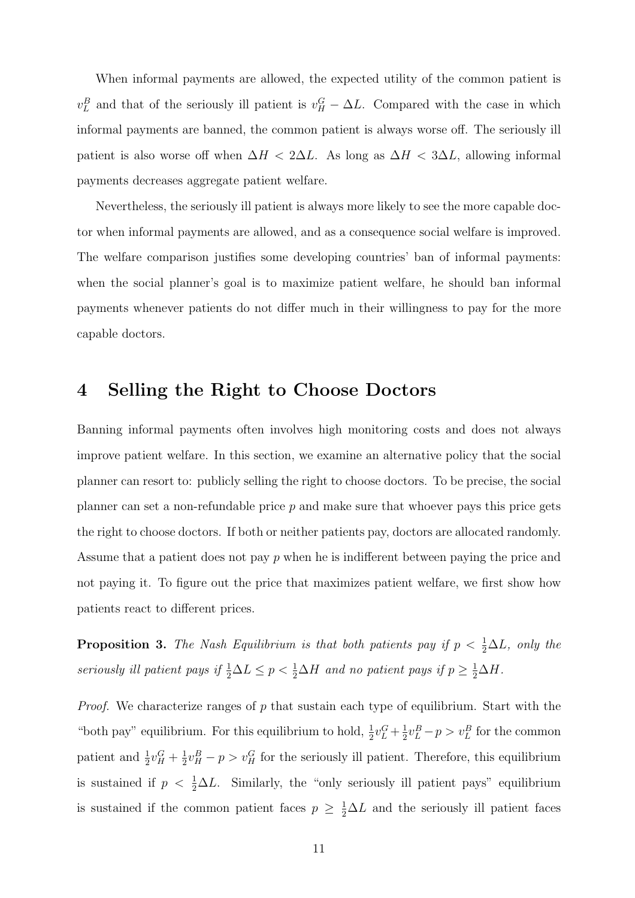When informal payments are allowed, the expected utility of the common patient is $v_L^B$ and that of the seriously ill patient is $v_H^G - \Delta L$. Compared with the case in which informal payments are banned, the common patient is always worse off. The seriously ill patient is also worse off when $\Delta H < 2\Delta L$. As long as $\Delta H < 3\Delta L$, allowing informal payments decreases aggregate patient welfare.

Nevertheless, the seriously ill patient is always more likely to see the more capable doctor when informal payments are allowed, and as a consequence social welfare is improved. The welfare comparison justifies some developing countries' ban of informal payments: when the social planner's goal is to maximize patient welfare, he should ban informal payments whenever patients do not differ much in their willingness to pay for the more capable doctors.

# 4 Selling the Right to Choose Doctors

Banning informal payments often involves high monitoring costs and does not always improve patient welfare. In this section, we examine an alternative policy that the social planner can resort to: publicly selling the right to choose doctors. To be precise, the social planner can set a non-refundable price $p$ and make sure that whoever pays this price gets the right to choose doctors. If both or neither patients pay, doctors are allocated randomly. Assume that a patient does not pay $p$ when he is indifferent between paying the price and not paying it. To figure out the price that maximizes patient welfare, we first show how patients react to different prices.

**Proposition 3.** *The Nash Equilibrium is that both patients pay if $p < \frac{1}{2}\Delta L$, only the seriously ill patient pays if $\frac{1}{2}\Delta L \leq p < \frac{1}{2}\Delta H$ and no patient pays if $p \geq \frac{1}{2}\Delta H$.*

*Proof.* We characterize ranges of $p$ that sustain each type of equilibrium. Start with the "both pay" equilibrium. For this equilibrium to hold, $\frac{1}{2}v_L^G + \frac{1}{2}v_L^B - p > v_L^B$ for the common patient and $\frac{1}{2}v_H^G + \frac{1}{2}v_H^B - p > v_H^G$ for the seriously ill patient. Therefore, this equilibrium is sustained if $p < \frac{1}{2}\Delta L$. Similarly, the "only seriously ill patient pays" equilibrium is sustained if the common patient faces $p \geq \frac{1}{2}\Delta L$ and the seriously ill patient faces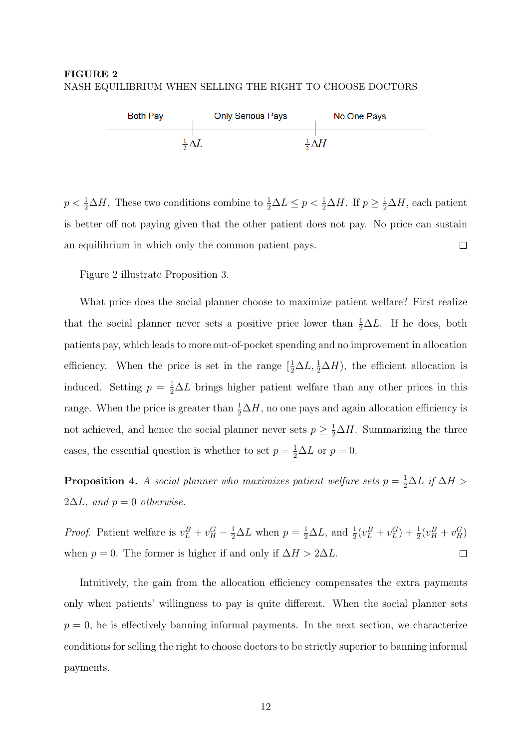**FIGURE 2**
NASH EQUILIBRIUM WHEN SELLING THE RIGHT TO CHOOSE DOCTORS

Both Pay

Only Serious Pays

No One Pays

$\frac{1}{2}\Delta L$

$\frac{1}{2}\Delta H$

$p < \frac{1}{2}\Delta H$. These two conditions combine to $\frac{1}{2}\Delta L \leq p < \frac{1}{2}\Delta H$. If $p \geq \frac{1}{2}\Delta H$, each patient is better off not paying given that the other patient does not pay. No price can sustain an equilibrium in which only the common patient pays. □

Figure 2 illustrate Proposition 3.

What price does the social planner choose to maximize patient welfare? First realize that the social planner never sets a positive price lower than $\frac{1}{2}\Delta L$. If he does, both patients pay, which leads to more out-of-pocket spending and no improvement in allocation efficiency. When the price is set in the range $[\frac{1}{2}\Delta L, \frac{1}{2}\Delta H)$, the efficient allocation is induced. Setting $p = \frac{1}{2}\Delta L$ brings higher patient welfare than any other prices in this range. When the price is greater than $\frac{1}{2}\Delta H$, no one pays and again allocation efficiency is not achieved, and hence the social planner never sets $p \geq \frac{1}{2}\Delta H$. Summarizing the three cases, the essential question is whether to set $p = \frac{1}{2}\Delta L$ or $p = 0$.

**Proposition 4.** *A social planner who maximizes patient welfare sets $p = \frac{1}{2}\Delta L$ if $\Delta H > 2\Delta L$, and $p = 0$ otherwise.*

*Proof.* Patient welfare is $v_L^B + v_H^G - \frac{1}{2}\Delta L$ when $p = \frac{1}{2}\Delta L$, and $\frac{1}{2}(v_L^B + v_L^G) + \frac{1}{2}(v_H^B + v_H^G)$ when $p = 0$. The former is higher if and only if $\Delta H > 2\Delta L$. □

Intuitively, the gain from the allocation efficiency compensates the extra payments only when patients' willingness to pay is quite different. When the social planner sets $p = 0$, he is effectively banning informal payments. In the next section, we characterize conditions for selling the right to choose doctors to be strictly superior to banning informal payments.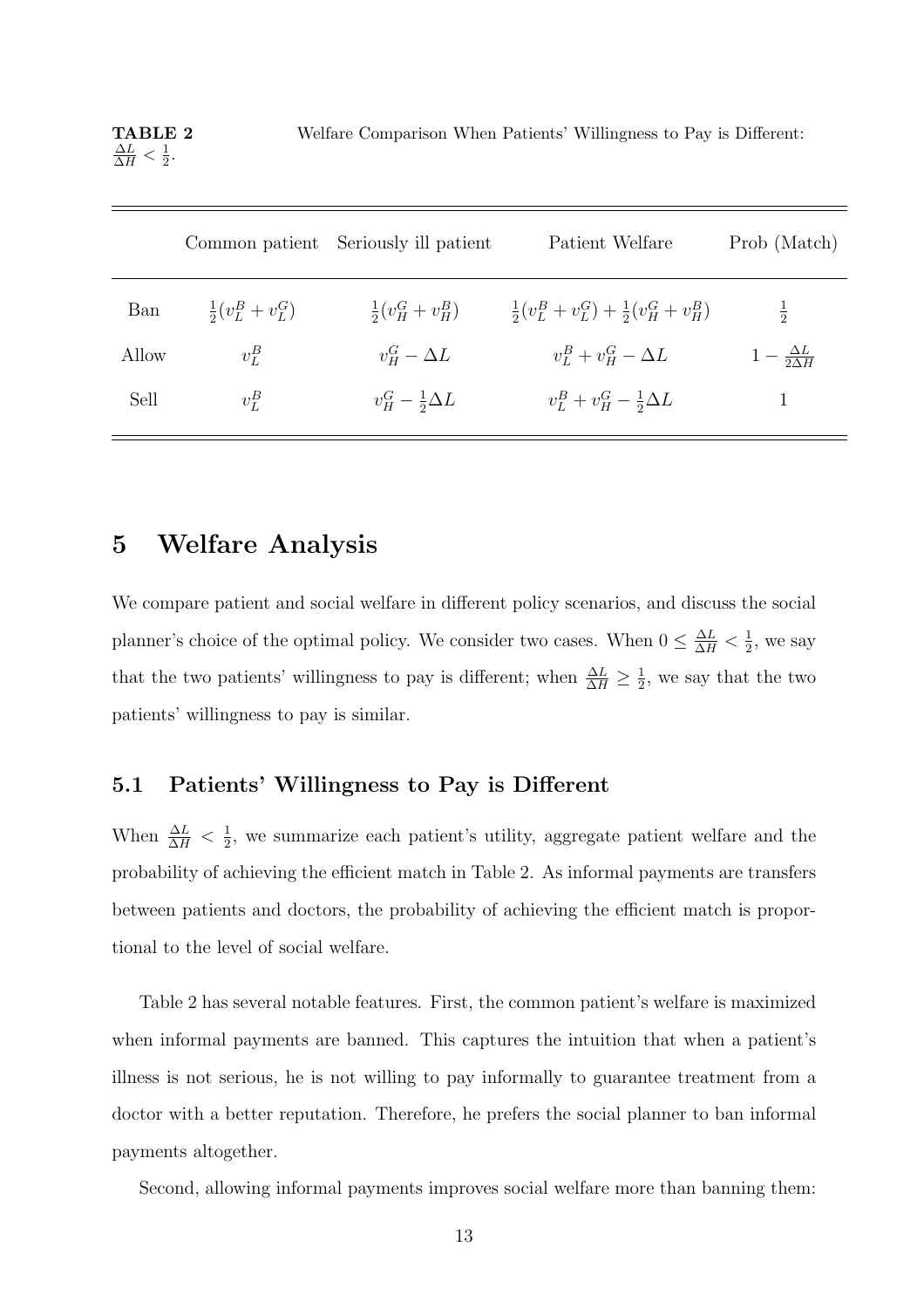**TABLE 2** Welfare Comparison When Patients' Willingness to Pay is Different: $\frac{\Delta L}{\Delta H} < \frac{1}{2}$.

| | Common patient | Seriously ill patient | Patient Welfare | Prob (Match) |
|---|---|---|---|---|
| Ban | $\frac{1}{2}(v_L^B + v_L^G)$ | $\frac{1}{2}(v_H^G + v_H^B)$ | $\frac{1}{2}(v_L^B + v_L^G) + \frac{1}{2}(v_H^G + v_H^B)$ | $\frac{1}{2}$ |
| Allow | $v_L^B$ | $v_H^G - \Delta L$ | $v_L^B + v_H^G - \Delta L$ | $1 - \frac{\Delta L}{2\Delta H}$ |
| Sell | $v_L^B$ | $v_H^G - \frac{1}{2}\Delta L$ | $v_L^B + v_H^G - \frac{1}{2}\Delta L$ | 1 |

# 5 Welfare Analysis

We compare patient and social welfare in different policy scenarios, and discuss the social planner's choice of the optimal policy. We consider two cases. When $0 \leq \frac{\Delta L}{\Delta H} < \frac{1}{2}$, we say that the two patients' willingness to pay is different; when $\frac{\Delta L}{\Delta H} \geq \frac{1}{2}$, we say that the two patients' willingness to pay is similar.

## 5.1 Patients' Willingness to Pay is Different

When $\frac{\Delta L}{\Delta H} < \frac{1}{2}$, we summarize each patient's utility, aggregate patient welfare and the probability of achieving the efficient match in Table 2. As informal payments are transfers between patients and doctors, the probability of achieving the efficient match is proportional to the level of social welfare.

Table 2 has several notable features. First, the common patient's welfare is maximized when informal payments are banned. This captures the intuition that when a patient's illness is not serious, he is not willing to pay informally to guarantee treatment from a doctor with a better reputation. Therefore, he prefers the social planner to ban informal payments altogether.

Second, allowing informal payments improves social welfare more than banning them: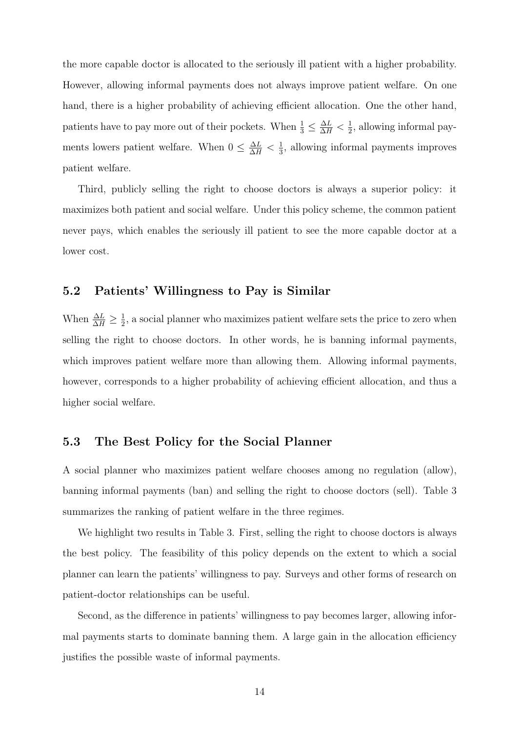the more capable doctor is allocated to the seriously ill patient with a higher probability. However, allowing informal payments does not always improve patient welfare. On one hand, there is a higher probability of achieving efficient allocation. One the other hand, patients have to pay more out of their pockets. When $\frac{1}{3} \leq \frac{\Delta L}{\Delta H} < \frac{1}{2}$, allowing informal payments lowers patient welfare. When $0 \leq \frac{\Delta L}{\Delta H} < \frac{1}{3}$, allowing informal payments improves patient welfare.

Third, publicly selling the right to choose doctors is always a superior policy: it maximizes both patient and social welfare. Under this policy scheme, the common patient never pays, which enables the seriously ill patient to see the more capable doctor at a lower cost.

## 5.2 Patients' Willingness to Pay is Similar

When $\frac{\Delta L}{\Delta H} \geq \frac{1}{2}$, a social planner who maximizes patient welfare sets the price to zero when selling the right to choose doctors. In other words, he is banning informal payments, which improves patient welfare more than allowing them. Allowing informal payments, however, corresponds to a higher probability of achieving efficient allocation, and thus a higher social welfare.

## 5.3 The Best Policy for the Social Planner

A social planner who maximizes patient welfare chooses among no regulation (allow), banning informal payments (ban) and selling the right to choose doctors (sell). Table 3 summarizes the ranking of patient welfare in the three regimes.

We highlight two results in Table 3. First, selling the right to choose doctors is always the best policy. The feasibility of this policy depends on the extent to which a social planner can learn the patients' willingness to pay. Surveys and other forms of research on patient-doctor relationships can be useful.

Second, as the difference in patients' willingness to pay becomes larger, allowing informal payments starts to dominate banning them. A large gain in the allocation efficiency justifies the possible waste of informal payments.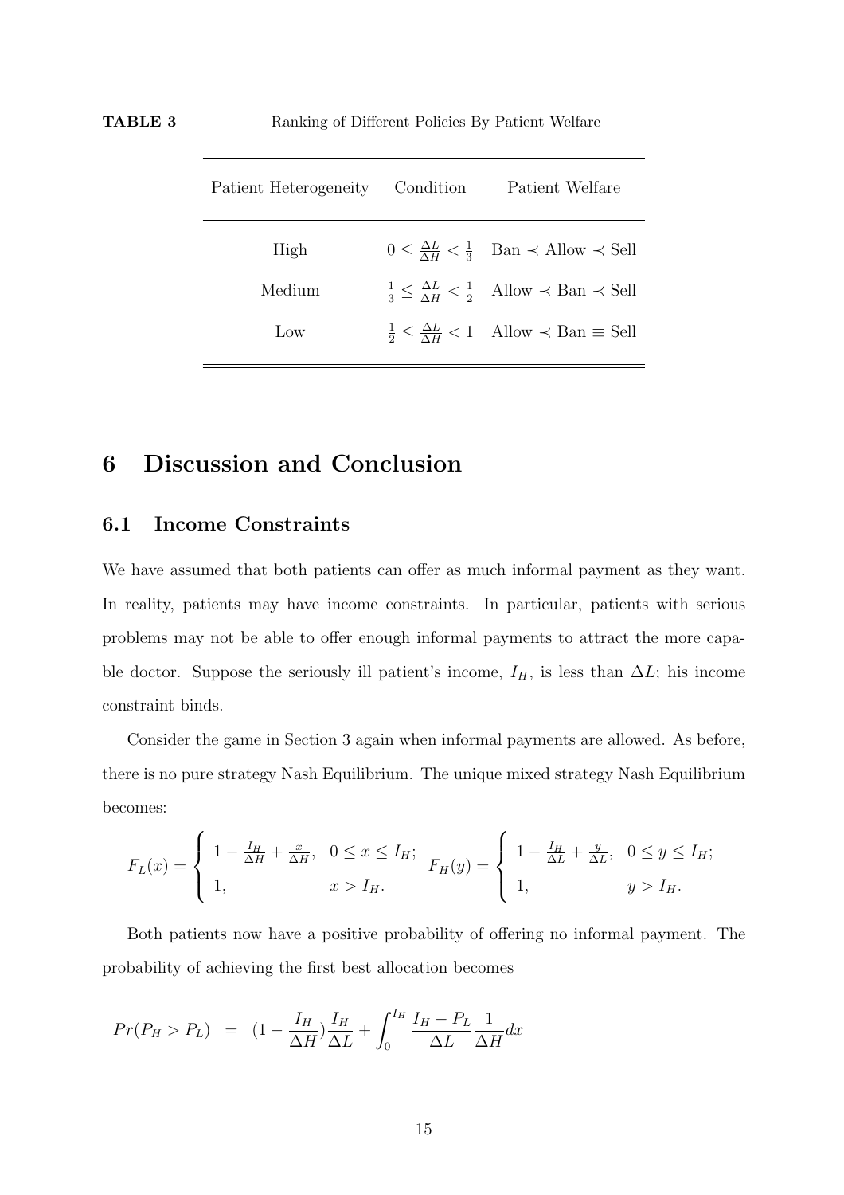**TABLE 3** Ranking of Different Policies By Patient Welfare

| Patient Heterogeneity | Condition | Patient Welfare |
|---|---|---|
| High | $0 \leq \frac{\Delta L}{\Delta H} < \frac{1}{3}$ | Ban $\prec$ Allow $\prec$ Sell |
| Medium | $\frac{1}{3} \leq \frac{\Delta L}{\Delta H} < \frac{1}{2}$ | Allow $\prec$ Ban $\prec$ Sell |
| Low | $\frac{1}{2} \leq \frac{\Delta L}{\Delta H} < 1$ | Allow $\prec$ Ban $\equiv$ Sell |

# 6 Discussion and Conclusion

## 6.1 Income Constraints

We have assumed that both patients can offer as much informal payment as they want. In reality, patients may have income constraints. In particular, patients with serious problems may not be able to offer enough informal payments to attract the more capable doctor. Suppose the seriously ill patient's income, $I_H$, is less than $\Delta L$; his income constraint binds.

Consider the game in Section 3 again when informal payments are allowed. As before, there is no pure strategy Nash Equilibrium. The unique mixed strategy Nash Equilibrium becomes:

$$F_L(x) = \begin{cases} 1 - \frac{I_H}{\Delta H} + \frac{x}{\Delta H}, & 0 \leq x \leq I_H; \\ 1, & x > I_H. \end{cases} \quad F_H(y) = \begin{cases} 1 - \frac{I_H}{\Delta L} + \frac{y}{\Delta L}, & 0 \leq y \leq I_H; \\ 1, & y > I_H. \end{cases}$$

Both patients now have a positive probability of offering no informal payment. The probability of achieving the first best allocation becomes

$$Pr(P_H > P_L) = (1 - \frac{I_H}{\Delta H})\frac{I_H}{\Delta L} + \int_0^{I_H} \frac{I_H - P_L}{\Delta L}\frac{1}{\Delta H}dx$$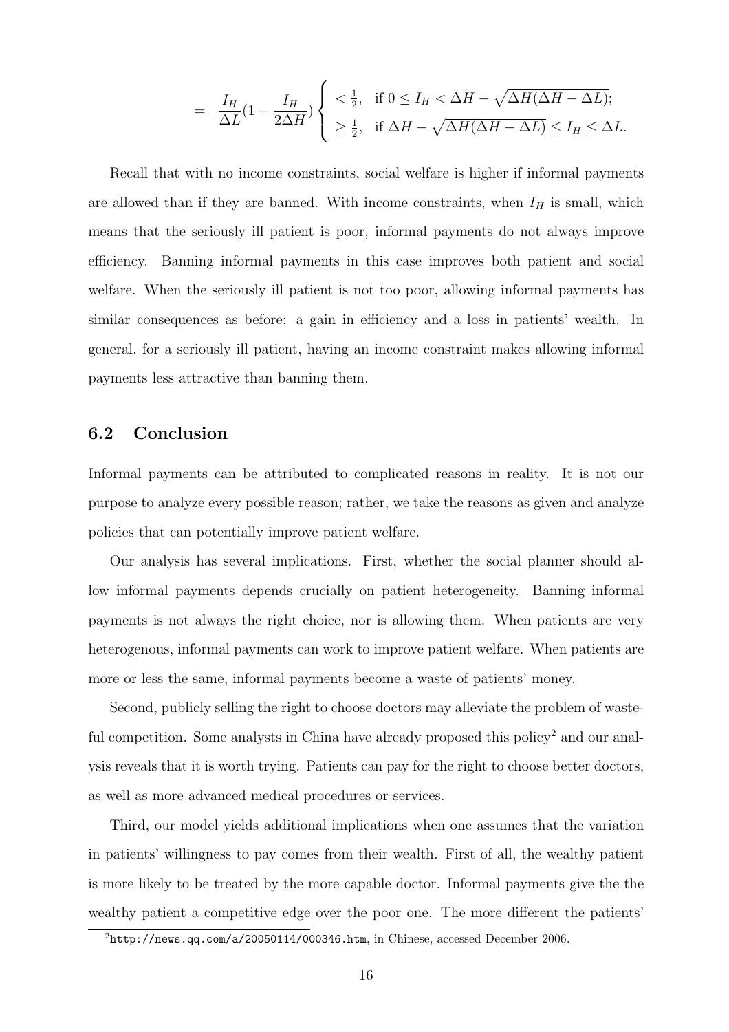$$= \frac{I_H}{\Delta L}(1 - \frac{I_H}{2\Delta H}) \begin{cases} < \frac{1}{2}, & \text{if } 0 \leq I_H < \Delta H - \sqrt{\Delta H(\Delta H - \Delta L)}; \\ \geq \frac{1}{2}, & \text{if } \Delta H - \sqrt{\Delta H(\Delta H - \Delta L)} \leq I_H \leq \Delta L. \end{cases}$$

Recall that with no income constraints, social welfare is higher if informal payments are allowed than if they are banned. With income constraints, when $I_H$ is small, which means that the seriously ill patient is poor, informal payments do not always improve efficiency. Banning informal payments in this case improves both patient and social welfare. When the seriously ill patient is not too poor, allowing informal payments has similar consequences as before: a gain in efficiency and a loss in patients' wealth. In general, for a seriously ill patient, having an income constraint makes allowing informal payments less attractive than banning them.

## 6.2 Conclusion

Informal payments can be attributed to complicated reasons in reality. It is not our purpose to analyze every possible reason; rather, we take the reasons as given and analyze policies that can potentially improve patient welfare.

Our analysis has several implications. First, whether the social planner should allow informal payments depends crucially on patient heterogeneity. Banning informal payments is not always the right choice, nor is allowing them. When patients are very heterogenous, informal payments can work to improve patient welfare. When patients are more or less the same, informal payments become a waste of patients' money.

Second, publicly selling the right to choose doctors may alleviate the problem of wasteful competition. Some analysts in China have already proposed this policy[2] and our analysis reveals that it is worth trying. Patients can pay for the right to choose better doctors, as well as more advanced medical procedures or services.

Third, our model yields additional implications when one assumes that the variation in patients' willingness to pay comes from their wealth. First of all, the wealthy patient is more likely to be treated by the more capable doctor. Informal payments give the the wealthy patient a competitive edge over the poor one. The more different the patients'

[2] http://news.qq.com/a/20050114/000346.htm, in Chinese, accessed December 2006.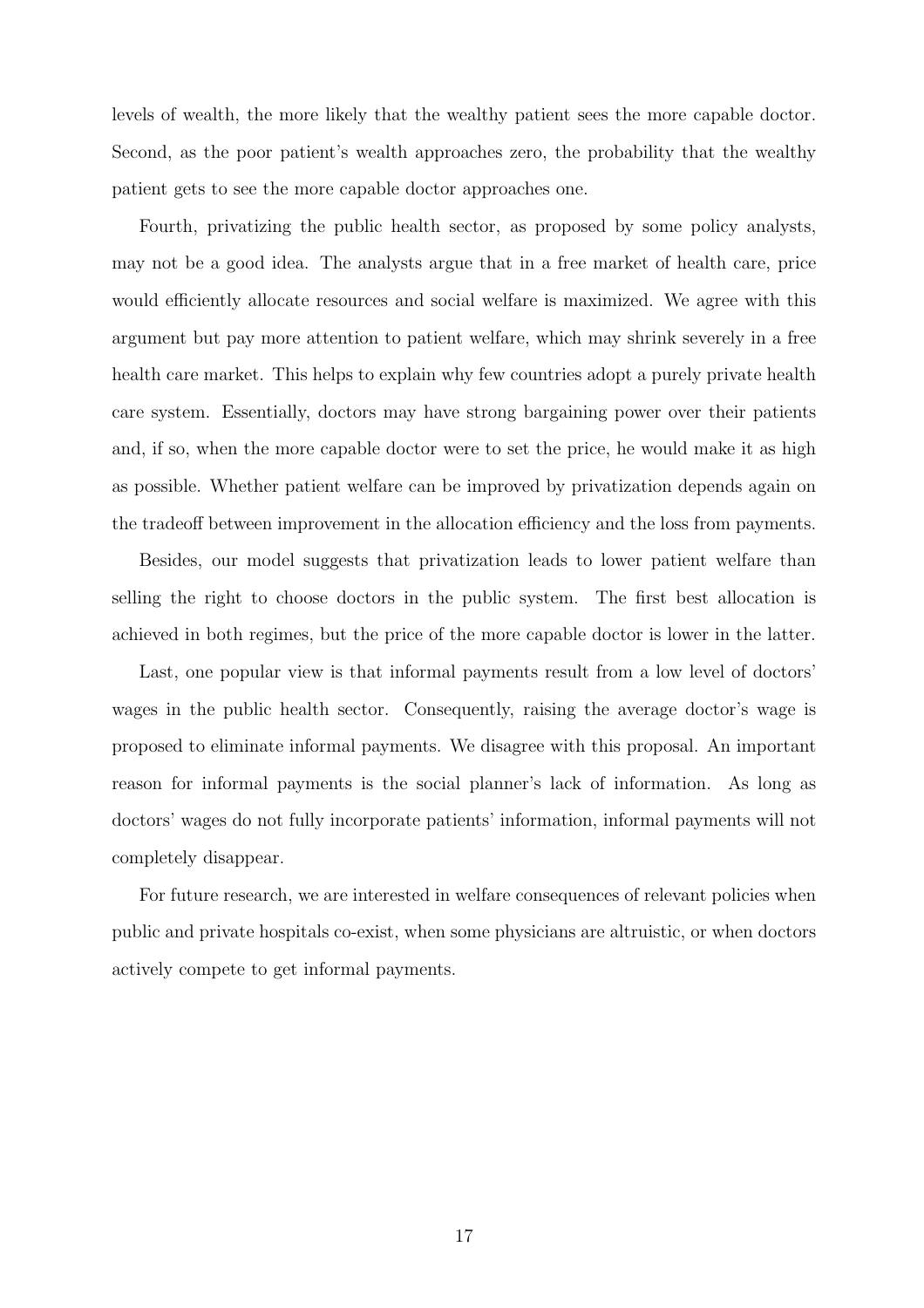levels of wealth, the more likely that the wealthy patient sees the more capable doctor. Second, as the poor patient's wealth approaches zero, the probability that the wealthy patient gets to see the more capable doctor approaches one.

Fourth, privatizing the public health sector, as proposed by some policy analysts, may not be a good idea. The analysts argue that in a free market of health care, price would efficiently allocate resources and social welfare is maximized. We agree with this argument but pay more attention to patient welfare, which may shrink severely in a free health care market. This helps to explain why few countries adopt a purely private health care system. Essentially, doctors may have strong bargaining power over their patients and, if so, when the more capable doctor were to set the price, he would make it as high as possible. Whether patient welfare can be improved by privatization depends again on the tradeoff between improvement in the allocation efficiency and the loss from payments.

Besides, our model suggests that privatization leads to lower patient welfare than selling the right to choose doctors in the public system. The first best allocation is achieved in both regimes, but the price of the more capable doctor is lower in the latter.

Last, one popular view is that informal payments result from a low level of doctors' wages in the public health sector. Consequently, raising the average doctor's wage is proposed to eliminate informal payments. We disagree with this proposal. An important reason for informal payments is the social planner's lack of information. As long as doctors' wages do not fully incorporate patients' information, informal payments will not completely disappear.

For future research, we are interested in welfare consequences of relevant policies when public and private hospitals co-exist, when some physicians are altruistic, or when doctors actively compete to get informal payments.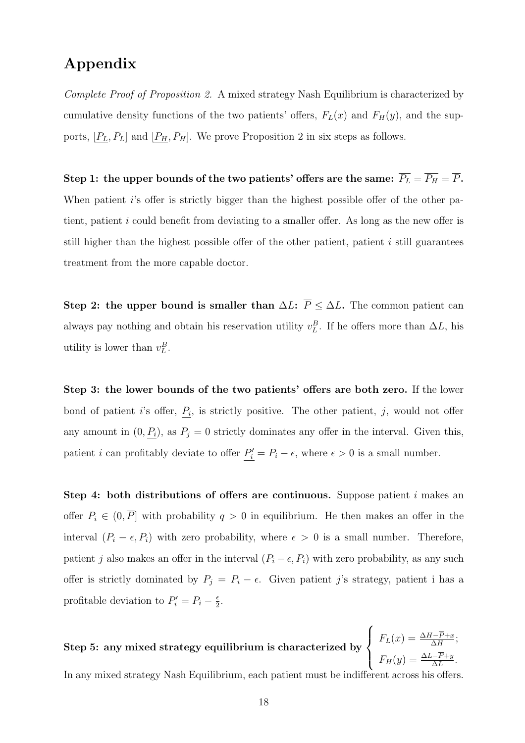# Appendix

*Complete Proof of Proposition 2.* A mixed strategy Nash Equilibrium is characterized by cumulative density functions of the two patients' offers, $F_L(x)$ and $F_H(y)$, and the supports, $[\underline{P_L}, \overline{P_L}]$ and $[\underline{P_H}, \overline{P_H}]$. We prove Proposition 2 in six steps as follows.

**Step 1: the upper bounds of the two patients' offers are the same: $\overline{P_L} = \overline{P_H} = \overline{P}$.** When patient $i$'s offer is strictly bigger than the highest possible offer of the other patient, patient $i$ could benefit from deviating to a smaller offer. As long as the new offer is still higher than the highest possible offer of the other patient, patient $i$ still guarantees treatment from the more capable doctor.

**Step 2: the upper bound is smaller than $\Delta L$: $\overline{P} \leq \Delta L$.** The common patient can always pay nothing and obtain his reservation utility $v_L^B$. If he offers more than $\Delta L$, his utility is lower than $v_L^B$.

**Step 3: the lower bounds of the two patients' offers are both zero.** If the lower bond of patient $i$'s offer, $\underline{P_i}$, is strictly positive. The other patient, $j$, would not offer any amount in $(0, \underline{P_i})$, as $P_j = 0$ strictly dominates any offer in the interval. Given this, patient $i$ can profitably deviate to offer $\underline{P_i'} = P_i - \epsilon$, where $\epsilon > 0$ is a small number.

**Step 4: both distributions of offers are continuous.** Suppose patient $i$ makes an offer $P_i \in (0, \overline{P}]$ with probability $q > 0$ in equilibrium. He then makes an offer in the interval $(P_i - \epsilon, P_i)$ with zero probability, where $\epsilon > 0$ is a small number. Therefore, patient $j$ also makes an offer in the interval $(P_i - \epsilon, P_i)$ with zero probability, as any such offer is strictly dominated by $P_j = P_i - \epsilon$. Given patient $j$'s strategy, patient i has a profitable deviation to $P_i' = P_i - \frac{\epsilon}{2}$.

**Step 5: any mixed strategy equilibrium is characterized by** $\begin{cases} F_L(x) = \frac{\Delta H - \overline{P} + x}{\Delta H}; \\ F_H(y) = \frac{\Delta L - \overline{P} + y}{\Delta L}. \end{cases}$

In any mixed strategy Nash Equilibrium, each patient must be indifferent across his offers.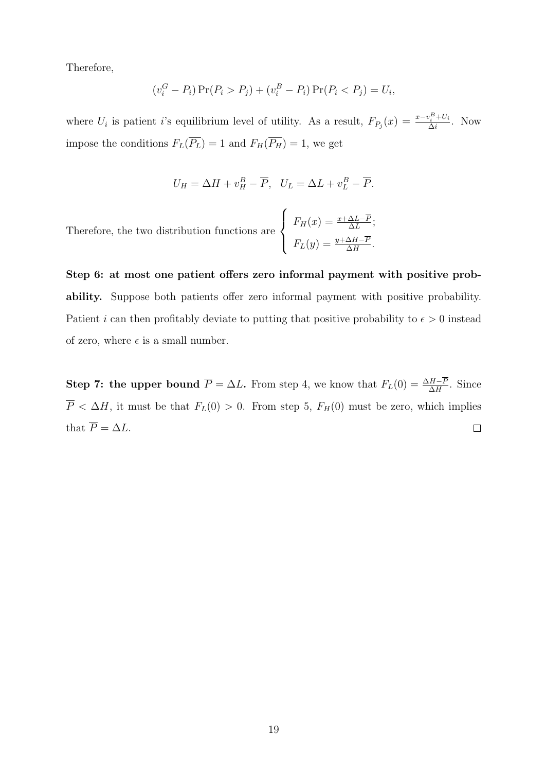Therefore,

$$(v_i^G - P_i)\Pr(P_i > P_j) + (v_i^B - P_i)\Pr(P_i < P_j) = U_i,$$

where $U_i$ is patient $i$'s equilibrium level of utility. As a result, $F_{P_j}(x) = \frac{x - v_i^B + U_i}{\Delta i}$. Now impose the conditions $F_L(\overline{P_L}) = 1$ and $F_H(\overline{P_H}) = 1$, we get

$$U_H = \Delta H + v_H^B - \overline{P}, \quad U_L = \Delta L + v_L^B - \overline{P}.$$

Therefore, the two distribution functions are $\begin{cases} F_H(x) = \frac{x + \Delta L - \overline{P}}{\Delta L}; \\ F_L(y) = \frac{y + \Delta H - \overline{P}}{\Delta H}. \end{cases}$

**Step 6: at most one patient offers zero informal payment with positive probability.** Suppose both patients offer zero informal payment with positive probability. Patient $i$ can then profitably deviate to putting that positive probability to $\epsilon > 0$ instead of zero, where $\epsilon$ is a small number.

**Step 7: the upper bound $\overline{P} = \Delta L$.** From step 4, we know that $F_L(0) = \frac{\Delta H - \overline{P}}{\Delta H}$. Since $\overline{P} < \Delta H$, it must be that $F_L(0) > 0$. From step 5, $F_H(0)$ must be zero, which implies that $\overline{P} = \Delta L$. □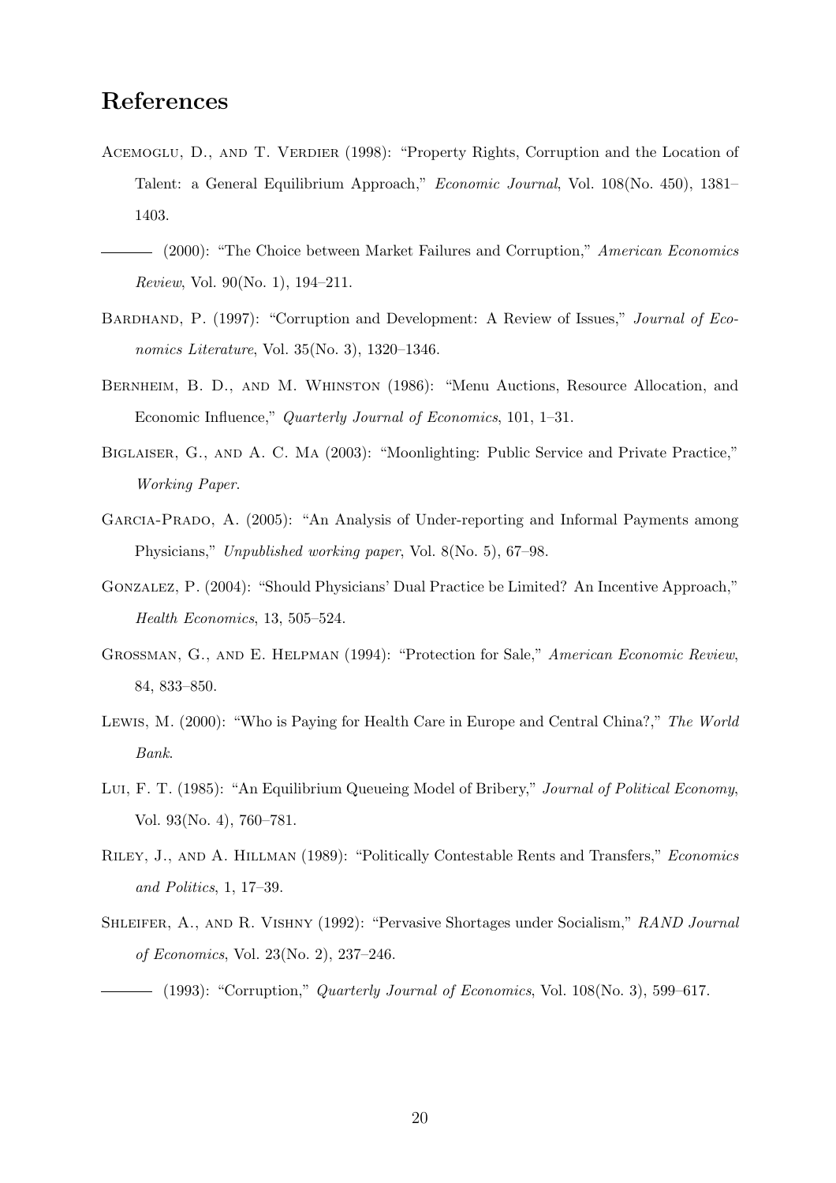## References

Acemoglu, D., and T. Verdier (1998): "Property Rights, Corruption and the Location of Talent: a General Equilibrium Approach," *Economic Journal*, Vol. 108(No. 450), 1381–1403.

——— (2000): "The Choice between Market Failures and Corruption," *American Economics Review*, Vol. 90(No. 1), 194–211.

Bardhand, P. (1997): "Corruption and Development: A Review of Issues," *Journal of Economics Literature*, Vol. 35(No. 3), 1320–1346.

Bernheim, B. D., and M. Whinston (1986): "Menu Auctions, Resource Allocation, and Economic Influence," *Quarterly Journal of Economics*, 101, 1–31.

Biglaiser, G., and A. C. Ma (2003): "Moonlighting: Public Service and Private Practice," *Working Paper*.

Garcia-Prado, A. (2005): "An Analysis of Under-reporting and Informal Payments among Physicians," *Unpublished working paper*, Vol. 8(No. 5), 67–98.

Gonzalez, P. (2004): "Should Physicians' Dual Practice be Limited? An Incentive Approach," *Health Economics*, 13, 505–524.

Grossman, G., and E. Helpman (1994): "Protection for Sale," *American Economic Review*, 84, 833–850.

Lewis, M. (2000): "Who is Paying for Health Care in Europe and Central China?," *The World Bank*.

Lui, F. T. (1985): "An Equilibrium Queueing Model of Bribery," *Journal of Political Economy*, Vol. 93(No. 4), 760–781.

Riley, J., and A. Hillman (1989): "Politically Contestable Rents and Transfers," *Economics and Politics*, 1, 17–39.

Shleifer, A., and R. Vishny (1992): "Pervasive Shortages under Socialism," *RAND Journal of Economics*, Vol. 23(No. 2), 237–246.

——— (1993): "Corruption," *Quarterly Journal of Economics*, Vol. 108(No. 3), 599–617.